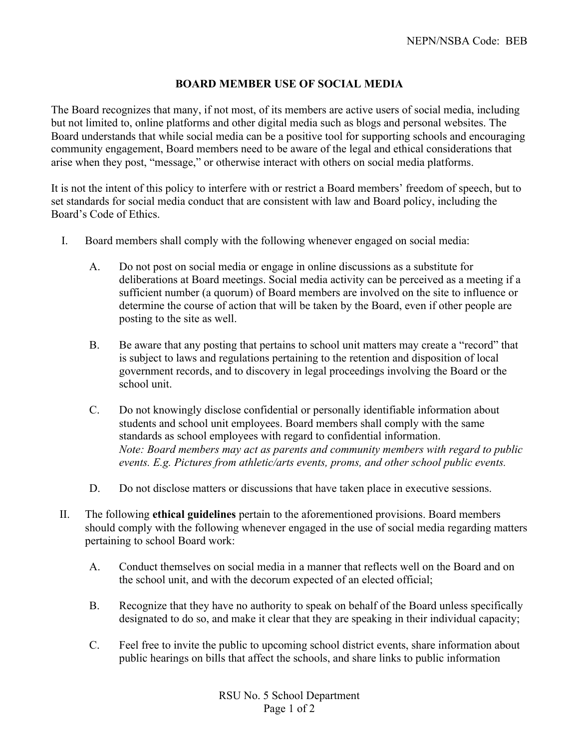NEPN/NSBA Code: BEB

# BOARD MEMBER USE OF SOCIAL MEDIA

The Board recognizes that many, if not most, of its members are active users of social media, including but not limited to, online platforms and other digital media such as blogs and personal websites. The Board understands that while social media can be a positive tool for supporting schools and encouraging community engagement, Board members need to be aware of the legal and ethical considerations that arise when they post, "message," or otherwise interact with others on social media platforms.

It is not the intent of this policy to interfere with or restrict a Board members' freedom of speech, but to set standards for social media conduct that are consistent with law and Board policy, including the Board's Code of Ethics.

I. Board members shall comply with the following whenever engaged on social media:

   A. Do not post on social media or engage in online discussions as a substitute for deliberations at Board meetings. Social media activity can be perceived as a meeting if a sufficient number (a quorum) of Board members are involved on the site to influence or determine the course of action that will be taken by the Board, even if other people are posting to the site as well.

   B. Be aware that any posting that pertains to school unit matters may create a "record" that is subject to laws and regulations pertaining to the retention and disposition of local government records, and to discovery in legal proceedings involving the Board or the school unit.

   C. Do not knowingly disclose confidential or personally identifiable information about students and school unit employees. Board members shall comply with the same standards as school employees with regard to confidential information.
   *Note: Board members may act as parents and community members with regard to public events. E.g. Pictures from athletic/arts events, proms, and other school public events.*

   D. Do not disclose matters or discussions that have taken place in executive sessions.

II. The following **ethical guidelines** pertain to the aforementioned provisions. Board members should comply with the following whenever engaged in the use of social media regarding matters pertaining to school Board work:

   A. Conduct themselves on social media in a manner that reflects well on the Board and on the school unit, and with the decorum expected of an elected official;

   B. Recognize that they have no authority to speak on behalf of the Board unless specifically designated to do so, and make it clear that they are speaking in their individual capacity;

   C. Feel free to invite the public to upcoming school district events, share information about public hearings on bills that affect the schools, and share links to public information

RSU No. 5 School Department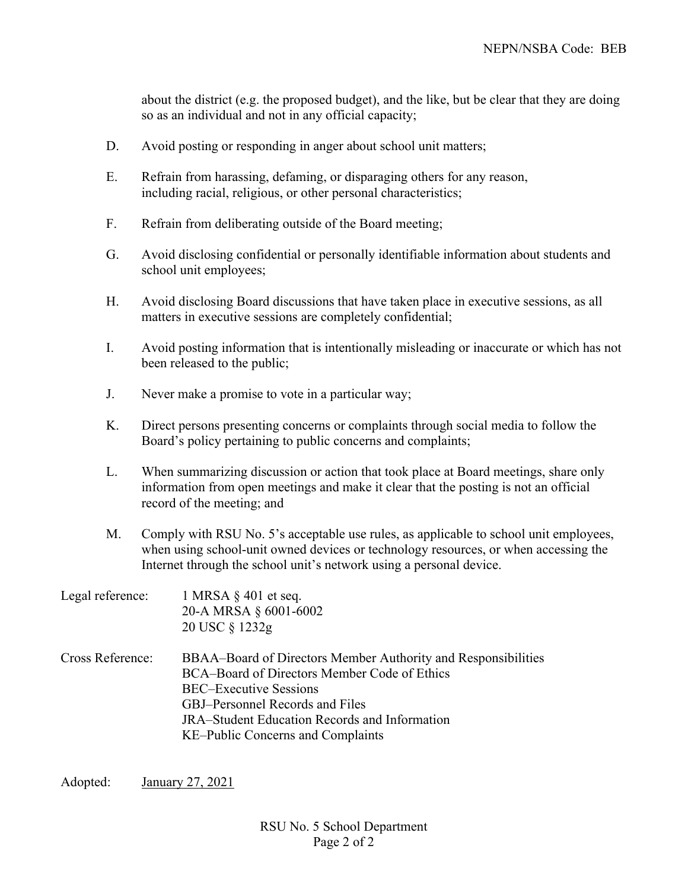about the district (e.g. the proposed budget), and the like, but be clear that they are doing so as an individual and not in any official capacity;

D. Avoid posting or responding in anger about school unit matters;

E. Refrain from harassing, defaming, or disparaging others for any reason, including racial, religious, or other personal characteristics;

F. Refrain from deliberating outside of the Board meeting;

G. Avoid disclosing confidential or personally identifiable information about students and school unit employees;

H. Avoid disclosing Board discussions that have taken place in executive sessions, as all matters in executive sessions are completely confidential;

I. Avoid posting information that is intentionally misleading or inaccurate or which has not been released to the public;

J. Never make a promise to vote in a particular way;

K. Direct persons presenting concerns or complaints through social media to follow the Board's policy pertaining to public concerns and complaints;

L. When summarizing discussion or action that took place at Board meetings, share only information from open meetings and make it clear that the posting is not an official record of the meeting; and

M. Comply with RSU No. 5's acceptable use rules, as applicable to school unit employees, when using school-unit owned devices or technology resources, or when accessing the Internet through the school unit's network using a personal device.

Legal reference:
1 MRSA § 401 et seq.
20-A MRSA § 6001-6002
20 USC § 1232g

Cross Reference:
BBAA–Board of Directors Member Authority and Responsibilities
BCA–Board of Directors Member Code of Ethics
BEC–Executive Sessions
GBJ–Personnel Records and Files
JRA–Student Education Records and Information
KE–Public Concerns and Complaints

Adopted: January 27, 2021